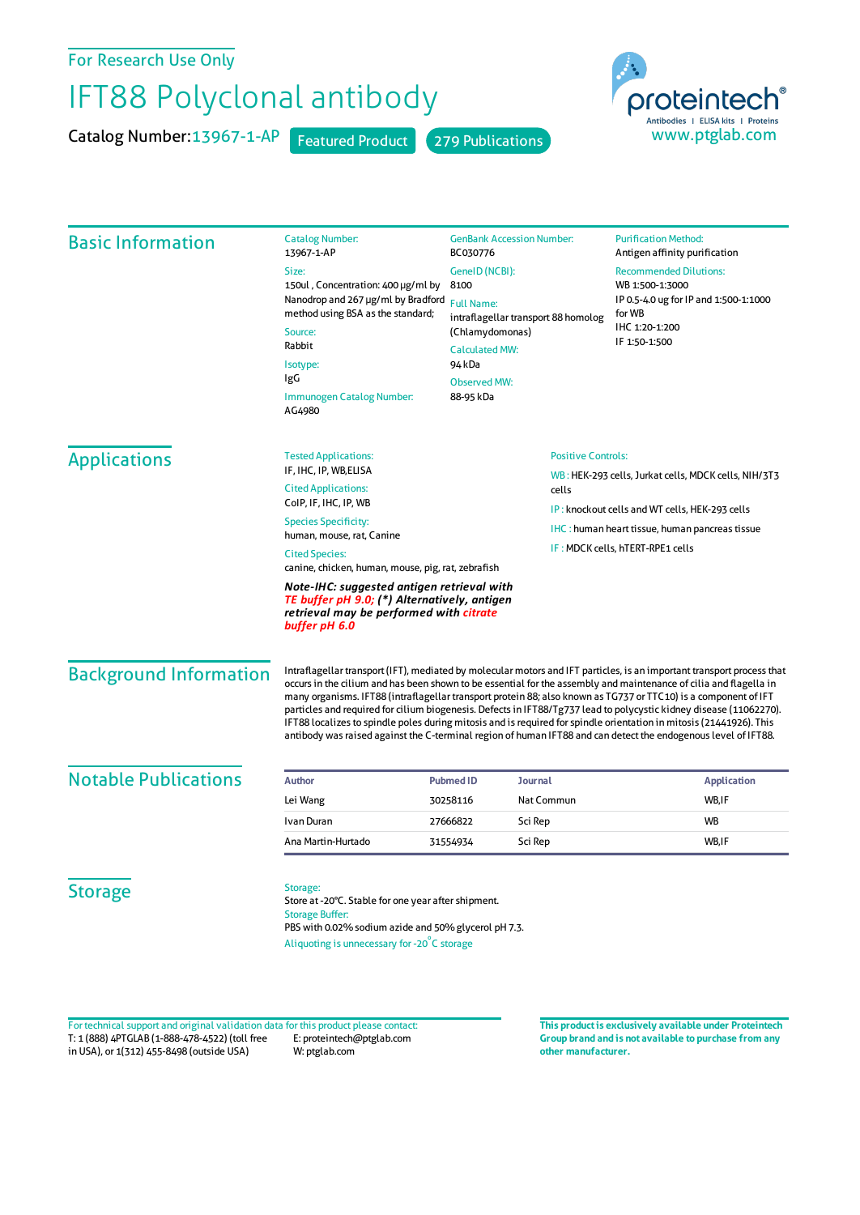For Research Use Only

# IFT88 Polyclonal antibody

Catalog Number: 13967-1-AP  Featured Product  279 Publications

proteintech®
Antibodies | ELISA kits | Proteins
www.ptglab.com

## Basic Information

**Catalog Number:**
13967-1-AP

**Size:**
150ul , Concentration: 400 μg/ml by Nanodrop and 267 μg/ml by Bradford method using BSA as the standard;

**Source:**
Rabbit

**Isotype:**
IgG

**Immunogen Catalog Number:**
AG4980

**GenBank Accession Number:**
BC030776

**GeneID (NCBI):**
8100

**Full Name:**
intraflagellar transport 88 homolog (Chlamydomonas)

**Calculated MW:**
94 kDa

**Observed MW:**
88-95 kDa

**Purification Method:**
Antigen affinity purification

**Recommended Dilutions:**
WB 1:500-1:3000
IP 0.5-4.0 ug for IP and 1:500-1:1000 for WB
IHC 1:20-1:200
IF 1:50-1:500

## Applications

**Tested Applications:**
IF, IHC, IP, WB,ELISA

**Cited Applications:**
CoIP, IF, IHC, IP, WB

**Species Specificity:**
human, mouse, rat, Canine

**Cited Species:**
canine, chicken, human, mouse, pig, rat, zebrafish

***Note-IHC: suggested antigen retrieval with TE buffer pH 9.0; (\*) Alternatively, antigen retrieval may be performed with citrate buffer pH 6.0***

**Positive Controls:**

WB : HEK-293 cells, Jurkat cells, MDCK cells, NIH/3T3 cells

IP : knockout cells and WT cells, HEK-293 cells

IHC : human heart tissue, human pancreas tissue

IF : MDCK cells, hTERT-RPE1 cells

## Background Information

Intraflagellar transport (IFT), mediated by molecular motors and IFT particles, is an important transport process that occurs in the cilium and has been shown to be essential for the assembly and maintenance of cilia and flagella in many organisms. IFT88 (intraflagellar transport protein 88; also known as TG737 or TTC10) is a component of IFT particles and required for cilium biogenesis. Defects in IFT88/Tg737 lead to polycystic kidney disease (11062270). IFT88 localizes to spindle poles during mitosis and is required for spindle orientation in mitosis (21441926). This antibody was raised against the C-terminal region of human IFT88 and can detect the endogenous level of IFT88.

## Notable Publications

| Author | Pubmed ID | Journal | Application |
|---|---|---|---|
| Lei Wang | 30258116 | Nat Commun | WB,IF |
| Ivan Duran | 27666822 | Sci Rep | WB |
| Ana Martin-Hurtado | 31554934 | Sci Rep | WB,IF |

## Storage

**Storage:**
Store at -20°C. Stable for one year after shipment.

**Storage Buffer:**
PBS with 0.02% sodium azide and 50% glycerol pH 7.3.

Aliquoting is unnecessary for -20°C storage

For technical support and original validation data for this product please contact:
T: 1 (888) 4PTGLAB (1-888-478-4522) (toll free in USA), or 1(312) 455-8498 (outside USA)
E: proteintech@ptglab.com
W: ptglab.com

**This product is exclusively available under Proteintech Group brand and is not available to purchase from any other manufacturer.**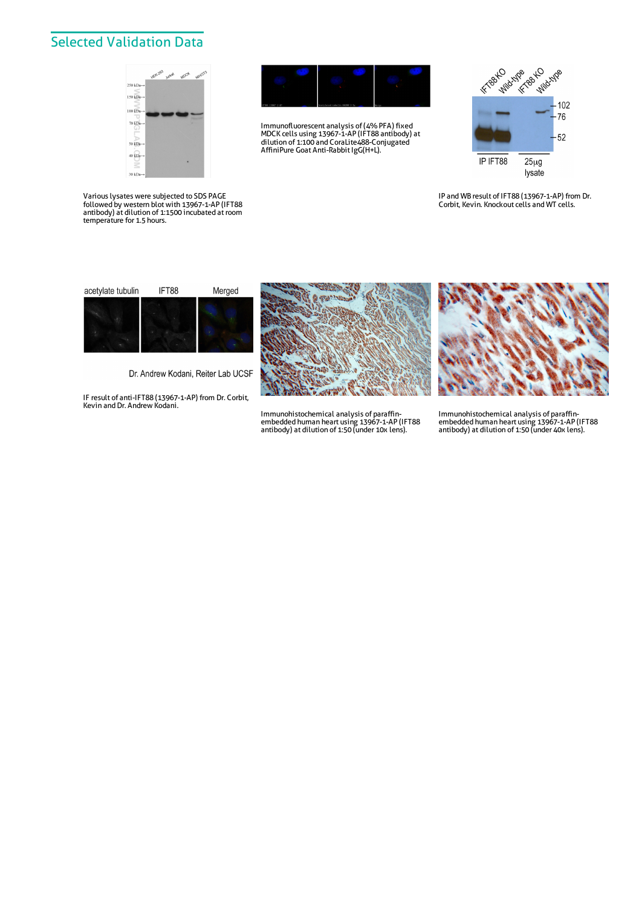## Selected Validation Data

250 kDa
150 kDa
100 kDa
70 kDa
50 kDa
40 kDa
30 kDa

HEK-293
Jurkat
MDCK
NIH/3T3

Various lysates were subjected to SDS PAGE followed by western blot with 13967-1-AP (IFT88 antibody) at dilution of 1:1500 incubated at room temperature for 1.5 hours.

Immunofluorescent analysis of (4% PFA) fixed MDCK cells using 13967-1-AP (IFT88 antibody) at dilution of 1:100 and CoraLite488-Conjugated AffiniPure Goat Anti-Rabbit IgG(H+L).

IFT88 KO
Wild-type
IFT88 KO
Wild-type

102
76
52

IP IFT88
25µg lysate

IP and WB result of IFT88 (13967-1-AP) from Dr. Corbit, Kevin. Knockout cells and WT cells.

acetylate tubulin
IFT88
Merged

Dr. Andrew Kodani, Reiter Lab UCSF

IF result of anti-IFT88 (13967-1-AP) from Dr. Corbit, Kevin and Dr. Andrew Kodani.

Immunohistochemical analysis of paraffin-embedded human heart using 13967-1-AP (IFT88 antibody) at dilution of 1:50 (under 10x lens).

Immunohistochemical analysis of paraffin-embedded human heart using 13967-1-AP (IFT88 antibody) at dilution of 1:50 (under 40x lens).